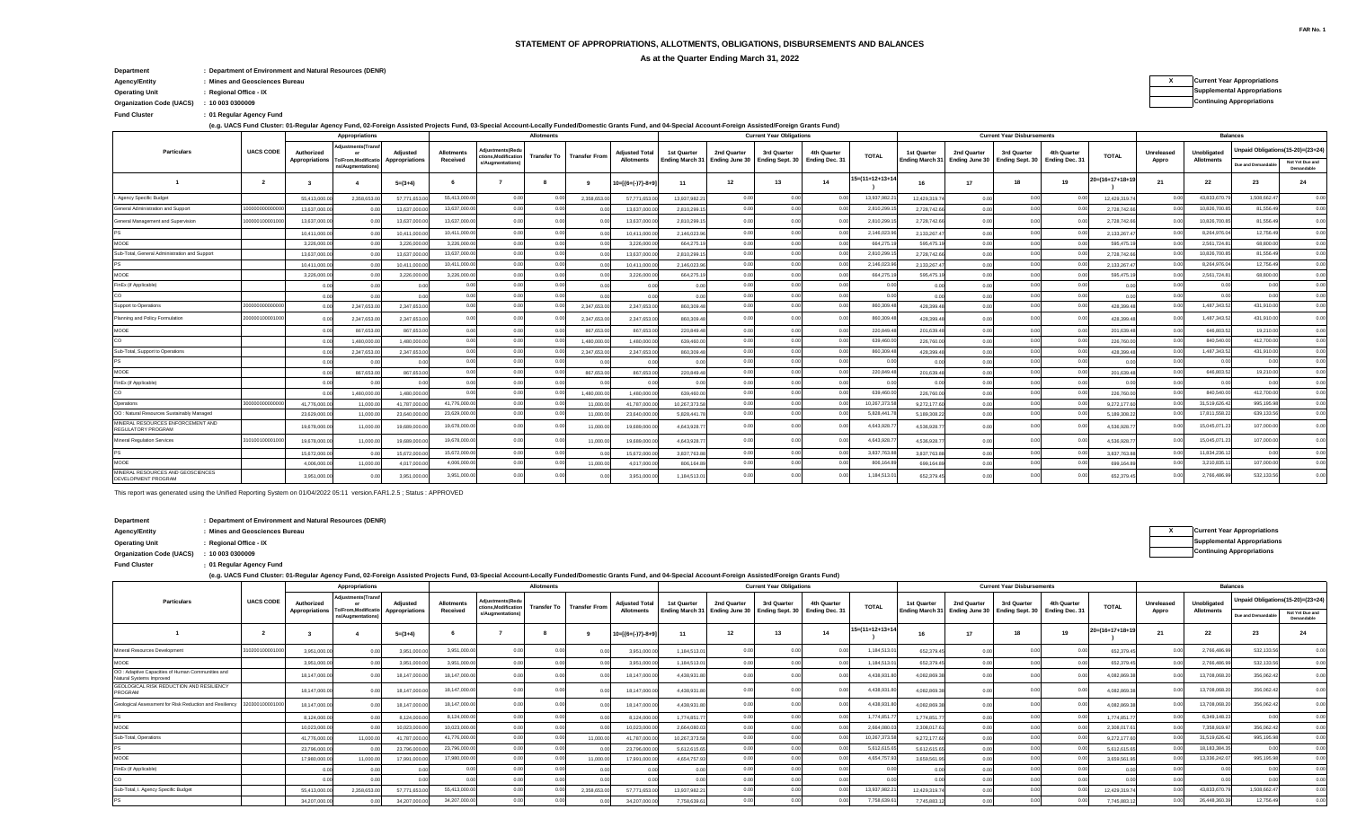FAR No. 1

# STATEMENT OF APPROPRIATIONS, ALLOTMENTS, OBLIGATIONS, DISBURSEMENTS AND BALANCES

## As at the Quarter Ending March 31, 2022

**Department** : Department of Environment and Natural Resources (DENR)
**Agency/Entity** : Mines and Geosciences Bureau
**Operating Unit** : Regional Office - IX
**Organization Code (UACS)** : 10 003 0300009
**Fund Cluster** : 01 Regular Agency Fund

(e.g. UACS Fund Cluster: 01-Regular Agency Fund, 02-Foreign Assisted Projects Fund, 03-Special Account-Locally Funded/Domestic Grants Fund, and 04-Special Account-Foreign Assisted/Foreign Grants Fund)

| X | Current Year Appropriations |
|---|---|
| | Supplemental Appropriations |
| | Continuing Appropriations |

| Particulars | UACS CODE | Appropriations | | | Allotments | | | | | Current Year Obligations | | | | | Current Year Disbursements | | | | | Balances | | | |
|---|---|---|---|---|---|---|---|---|---|---|---|---|---|---|---|---|---|---|---|---|---|---|---|
| | | Authorized Appropriations | Adjustments(Transfer To/From,Modifications/Augmentations) | Adjusted Appropriations | Allotments Received | Adjustments(Reductions,Modifications/Augmentations) | Transfer To | Transfer From | Adjusted Total Allotments | 1st Quarter Ending March 31 | 2nd Quarter Ending June 30 | 3rd Quarter Ending Sept. 30 | 4th Quarter Ending Dec. 31 | TOTAL | 1st Quarter Ending March 31 | 2nd Quarter Ending June 30 | 3rd Quarter Ending Sept. 30 | 4th Quarter Ending Dec. 31 | TOTAL | Unreleased Appro | Unobligated Allotments | Unpaid Obligations(15-20)=(23+24) | |
| | | | | | | | | | | | | | | | | | | | | | | Due and Demandable | Not Yet Due and Demandable |
| 1 | 2 | 3 | 4 | 5=(3+4) | 6 | 7 | 8 | 9 | 10=[{6+(-)7}-8+9] | 11 | 12 | 13 | 14 | 15=(11+12+13+14) | 16 | 17 | 18 | 19 | 20=(16+17+18+19) | 21 | 22 | 23 | 24 |
| I. Agency Specific Budget | | 55,413,000.00 | 2,358,653.00 | 57,771,653.00 | 55,413,000.00 | 0.00 | 0.00 | 2,358,653.00 | 57,771,653.00 | 13,937,982.21 | 0.00 | 0.00 | 0.00 | 13,937,982.21 | 12,429,319.74 | 0.00 | 0.00 | 0.00 | 12,429,319.74 | 0.00 | 43,833,670.79 | 1,508,662.47 | 0.00 |
| General Administration and Support | 100000000000000 | 13,637,000.00 | 0.00 | 13,637,000.00 | 13,637,000.00 | 0.00 | 0.00 | 0.00 | 13,637,000.00 | 2,810,299.15 | 0.00 | 0.00 | 0.00 | 2,810,299.15 | 2,728,742.66 | 0.00 | 0.00 | 0.00 | 2,728,742.66 | 0.00 | 10,826,700.85 | 81,556.49 | 0.00 |
| General Management and Supervision | 100000100001000 | 13,637,000.00 | 0.00 | 13,637,000.00 | 13,637,000.00 | 0.00 | 0.00 | 0.00 | 13,637,000.00 | 2,810,299.15 | 0.00 | 0.00 | 0.00 | 2,810,299.15 | 2,728,742.66 | 0.00 | 0.00 | 0.00 | 2,728,742.66 | 0.00 | 10,826,700.85 | 81,556.49 | 0.00 |
| PS | | 10,411,000.00 | 0.00 | 10,411,000.00 | 10,411,000.00 | 0.00 | 0.00 | 0.00 | 10,411,000.00 | 2,146,023.96 | 0.00 | 0.00 | 0.00 | 2,146,023.96 | 2,133,267.47 | 0.00 | 0.00 | 0.00 | 2,133,267.47 | 0.00 | 8,264,976.04 | 12,756.49 | 0.00 |
| MOOE | | 3,226,000.00 | 0.00 | 3,226,000.00 | 3,226,000.00 | 0.00 | 0.00 | 0.00 | 3,226,000.00 | 664,275.19 | 0.00 | 0.00 | 0.00 | 664,275.19 | 595,475.19 | 0.00 | 0.00 | 0.00 | 595,475.19 | 0.00 | 2,561,724.81 | 68,800.00 | 0.00 |
| Sub-Total, General Administration and Support | | 13,637,000.00 | 0.00 | 13,637,000.00 | 13,637,000.00 | 0.00 | 0.00 | 0.00 | 13,637,000.00 | 2,810,299.15 | 0.00 | 0.00 | 0.00 | 2,810,299.15 | 2,728,742.66 | 0.00 | 0.00 | 0.00 | 2,728,742.66 | 0.00 | 10,826,700.85 | 81,556.49 | 0.00 |
| PS | | 10,411,000.00 | 0.00 | 10,411,000.00 | 10,411,000.00 | 0.00 | 0.00 | 0.00 | 10,411,000.00 | 2,146,023.96 | 0.00 | 0.00 | 0.00 | 2,146,023.96 | 2,133,267.47 | 0.00 | 0.00 | 0.00 | 2,133,267.47 | 0.00 | 8,264,976.04 | 12,756.49 | 0.00 |
| MOOE | | 3,226,000.00 | 0.00 | 3,226,000.00 | 3,226,000.00 | 0.00 | 0.00 | 0.00 | 3,226,000.00 | 664,275.19 | 0.00 | 0.00 | 0.00 | 664,275.19 | 595,475.19 | 0.00 | 0.00 | 0.00 | 595,475.19 | 0.00 | 2,561,724.81 | 68,800.00 | 0.00 |
| FinEx (if Applicable) | | 0.00 | 0.00 | 0.00 | 0.00 | 0.00 | 0.00 | 0.00 | 0.00 | 0.00 | 0.00 | 0.00 | 0.00 | 0.00 | 0.00 | 0.00 | 0.00 | 0.00 | 0.00 | 0.00 | 0.00 | 0.00 | 0.00 |
| CO | | 0.00 | 0.00 | 0.00 | 0.00 | 0.00 | 0.00 | 0.00 | 0.00 | 0.00 | 0.00 | 0.00 | 0.00 | 0.00 | 0.00 | 0.00 | 0.00 | 0.00 | 0.00 | 0.00 | 0.00 | 0.00 | 0.00 |
| Support to Operations | 200000000000000 | 0.00 | 2,347,653.00 | 2,347,653.00 | 0.00 | 0.00 | 0.00 | 2,347,653.00 | 2,347,653.00 | 860,309.48 | 0.00 | 0.00 | 0.00 | 860,309.48 | 428,399.48 | 0.00 | 0.00 | 0.00 | 428,399.48 | 0.00 | 1,487,343.52 | 431,910.00 | 0.00 |
| Planning and Policy Formulation | 200000100001000 | 0.00 | 2,347,653.00 | 2,347,653.00 | 0.00 | 0.00 | 0.00 | 2,347,653.00 | 2,347,653.00 | 860,309.48 | 0.00 | 0.00 | 0.00 | 860,309.48 | 428,399.48 | 0.00 | 0.00 | 0.00 | 428,399.48 | 0.00 | 1,487,343.52 | 431,910.00 | 0.00 |
| MOOE | | 0.00 | 867,653.00 | 867,653.00 | 0.00 | 0.00 | 0.00 | 867,653.00 | 867,653.00 | 220,849.48 | 0.00 | 0.00 | 0.00 | 220,849.48 | 201,639.48 | 0.00 | 0.00 | 0.00 | 201,639.48 | 0.00 | 646,803.52 | 19,210.00 | 0.00 |
| CO | | 0.00 | 1,480,000.00 | 1,480,000.00 | 0.00 | 0.00 | 0.00 | 1,480,000.00 | 1,480,000.00 | 639,460.00 | 0.00 | 0.00 | 0.00 | 639,460.00 | 226,760.00 | 0.00 | 0.00 | 0.00 | 226,760.00 | 0.00 | 840,540.00 | 412,700.00 | 0.00 |
| Sub-Total, Support to Operations | | 0.00 | 2,347,653.00 | 2,347,653.00 | 0.00 | 0.00 | 0.00 | 2,347,653.00 | 2,347,653.00 | 860,309.48 | 0.00 | 0.00 | 0.00 | 860,309.48 | 428,399.48 | 0.00 | 0.00 | 0.00 | 428,399.48 | 0.00 | 1,487,343.52 | 431,910.00 | 0.00 |
| PS | | 0.00 | 0.00 | 0.00 | 0.00 | 0.00 | 0.00 | 0.00 | 0.00 | 0.00 | 0.00 | 0.00 | 0.00 | 0.00 | 0.00 | 0.00 | 0.00 | 0.00 | 0.00 | 0.00 | 0.00 | 0.00 | 0.00 |
| MOOE | | 0.00 | 867,653.00 | 867,653.00 | 0.00 | 0.00 | 0.00 | 867,653.00 | 867,653.00 | 220,849.48 | 0.00 | 0.00 | 0.00 | 220,849.48 | 201,639.48 | 0.00 | 0.00 | 0.00 | 201,639.48 | 0.00 | 646,803.52 | 19,210.00 | 0.00 |
| FinEx (if Applicable) | | 0.00 | 0.00 | 0.00 | 0.00 | 0.00 | 0.00 | 0.00 | 0.00 | 0.00 | 0.00 | 0.00 | 0.00 | 0.00 | 0.00 | 0.00 | 0.00 | 0.00 | 0.00 | 0.00 | 0.00 | 0.00 | 0.00 |
| CO | | 0.00 | 1,480,000.00 | 1,480,000.00 | 0.00 | 0.00 | 0.00 | 1,480,000.00 | 1,480,000.00 | 639,460.00 | 0.00 | 0.00 | 0.00 | 639,460.00 | 226,760.00 | 0.00 | 0.00 | 0.00 | 226,760.00 | 0.00 | 840,540.00 | 412,700.00 | 0.00 |
| Operations | 300000000000000 | 41,776,000.00 | 11,000.00 | 41,787,000.00 | 41,776,000.00 | 0.00 | 0.00 | 11,000.00 | 41,787,000.00 | 10,267,373.58 | 0.00 | 0.00 | 0.00 | 10,267,373.58 | 9,272,177.60 | 0.00 | 0.00 | 0.00 | 9,272,177.60 | 0.00 | 31,519,626.42 | 995,195.98 | 0.00 |
| OO : Natural Resources Sustainably Managed | | 23,629,000.00 | 11,000.00 | 23,640,000.00 | 23,629,000.00 | 0.00 | 0.00 | 11,000.00 | 23,640,000.00 | 5,828,441.78 | 0.00 | 0.00 | 0.00 | 5,828,441.78 | 5,189,308.22 | 0.00 | 0.00 | 0.00 | 5,189,308.22 | 0.00 | 17,811,558.22 | 639,133.56 | 0.00 |
| MINERAL RESOURCES ENFORCEMENT AND REGULATORY PROGRAM | | 19,678,000.00 | 11,000.00 | 19,689,000.00 | 19,678,000.00 | 0.00 | 0.00 | 11,000.00 | 19,689,000.00 | 4,643,928.77 | 0.00 | 0.00 | 0.00 | 4,643,928.77 | 4,536,928.77 | 0.00 | 0.00 | 0.00 | 4,536,928.77 | 0.00 | 15,045,071.23 | 107,000.00 | 0.00 |
| Mineral Regulation Services | 310100100001000 | 19,678,000.00 | 11,000.00 | 19,689,000.00 | 19,678,000.00 | 0.00 | 0.00 | 11,000.00 | 19,689,000.00 | 4,643,928.77 | 0.00 | 0.00 | 0.00 | 4,643,928.77 | 4,536,928.77 | 0.00 | 0.00 | 0.00 | 4,536,928.77 | 0.00 | 15,045,071.23 | 107,000.00 | 0.00 |
| PS | | 15,672,000.00 | 0.00 | 15,672,000.00 | 15,672,000.00 | 0.00 | 0.00 | 0.00 | 15,672,000.00 | 3,837,763.88 | 0.00 | 0.00 | 0.00 | 3,837,763.88 | 3,837,763.88 | 0.00 | 0.00 | 0.00 | 3,837,763.88 | 0.00 | 11,834,236.12 | 0.00 | 0.00 |
| MOOE | | 4,006,000.00 | 11,000.00 | 4,017,000.00 | 4,006,000.00 | 0.00 | 0.00 | 11,000.00 | 4,017,000.00 | 806,164.89 | 0.00 | 0.00 | 0.00 | 806,164.89 | 699,164.89 | 0.00 | 0.00 | 0.00 | 699,164.89 | 0.00 | 3,210,835.11 | 107,000.00 | 0.00 |
| MINERAL RESOURCES AND GEOSCIENCES DEVELOPMENT PROGRAM | | 3,951,000.00 | 0.00 | 3,951,000.00 | 3,951,000.00 | 0.00 | 0.00 | 0.00 | 3,951,000.00 | 1,184,513.01 | 0.00 | 0.00 | 0.00 | 1,184,513.01 | 652,379.45 | 0.00 | 0.00 | 0.00 | 652,379.45 | 0.00 | 2,766,486.99 | 532,133.56 | 0.00 |

This report was generated using the Unified Reporting System on 01/04/2022 05:11 version.FAR1.2.5 ; Status : APPROVED

**Department** : Department of Environment and Natural Resources (DENR)
**Agency/Entity** : Mines and Geosciences Bureau
**Operating Unit** : Regional Office - IX
**Organization Code (UACS)** : 10 003 0300009
**Fund Cluster** : 01 Regular Agency Fund

(e.g. UACS Fund Cluster: 01-Regular Agency Fund, 02-Foreign Assisted Projects Fund, 03-Special Account-Locally Funded/Domestic Grants Fund, and 04-Special Account-Foreign Assisted/Foreign Grants Fund)

| X | Current Year Appropriations |
|---|---|
| | Supplemental Appropriations |
| | Continuing Appropriations |

| Particulars | UACS CODE | Appropriations | | | Allotments | | | | | Current Year Obligations | | | | | Current Year Disbursements | | | | | Balances | | | |
|---|---|---|---|---|---|---|---|---|---|---|---|---|---|---|---|---|---|---|---|---|---|---|---|
| | | Authorized Appropriations | Adjustments(Transfer To/From,Modifications/Augmentations) | Adjusted Appropriations | Allotments Received | Adjustments(Reductions,Modifications/Augmentations) | Transfer To | Transfer From | Adjusted Total Allotments | 1st Quarter Ending March 31 | 2nd Quarter Ending June 30 | 3rd Quarter Ending Sept. 30 | 4th Quarter Ending Dec. 31 | TOTAL | 1st Quarter Ending March 31 | 2nd Quarter Ending June 30 | 3rd Quarter Ending Sept. 30 | 4th Quarter Ending Dec. 31 | TOTAL | Unreleased Appro | Unobligated Allotments | Unpaid Obligations(15-20)=(23+24) | |
| | | | | | | | | | | | | | | | | | | | | | | Due and Demandable | Not Yet Due and Demandable |
| 1 | 2 | 3 | 4 | 5=(3+4) | 6 | 7 | 8 | 9 | 10=[{6+(-)7}-8+9] | 11 | 12 | 13 | 14 | 15=(11+12+13+14) | 16 | 17 | 18 | 19 | 20=(16+17+18+19) | 21 | 22 | 23 | 24 |
| Mineral Resources Development | 310200100001000 | 3,951,000.00 | 0.00 | 3,951,000.00 | 3,951,000.00 | 0.00 | 0.00 | 0.00 | 3,951,000.00 | 1,184,513.01 | 0.00 | 0.00 | 0.00 | 1,184,513.01 | 652,379.45 | 0.00 | 0.00 | 0.00 | 652,379.45 | 0.00 | 2,766,486.99 | 532,133.56 | 0.00 |
| MOOE | | 3,951,000.00 | 0.00 | 3,951,000.00 | 3,951,000.00 | 0.00 | 0.00 | 0.00 | 3,951,000.00 | 1,184,513.01 | 0.00 | 0.00 | 0.00 | 1,184,513.01 | 652,379.45 | 0.00 | 0.00 | 0.00 | 652,379.45 | 0.00 | 2,766,486.99 | 532,133.56 | 0.00 |
| OO : Adaptive Capacities of Human Communities and Natural Systems Improved | | 18,147,000.00 | 0.00 | 18,147,000.00 | 18,147,000.00 | 0.00 | 0.00 | 0.00 | 18,147,000.00 | 4,438,931.80 | 0.00 | 0.00 | 0.00 | 4,438,931.80 | 4,082,869.38 | 0.00 | 0.00 | 0.00 | 4,082,869.38 | 0.00 | 13,708,068.20 | 356,062.42 | 0.00 |
| GEOLOGICAL RISK REDUCTION AND RESILIENCY PROGRAM | | 18,147,000.00 | 0.00 | 18,147,000.00 | 18,147,000.00 | 0.00 | 0.00 | 0.00 | 18,147,000.00 | 4,438,931.80 | 0.00 | 0.00 | 0.00 | 4,438,931.80 | 4,082,869.38 | 0.00 | 0.00 | 0.00 | 4,082,869.38 | 0.00 | 13,708,068.20 | 356,062.42 | 0.00 |
| Geological Assessment for Risk Reduction and Resiliency | 320300100001000 | 18,147,000.00 | 0.00 | 18,147,000.00 | 18,147,000.00 | 0.00 | 0.00 | 0.00 | 18,147,000.00 | 4,438,931.80 | 0.00 | 0.00 | 0.00 | 4,438,931.80 | 4,082,869.38 | 0.00 | 0.00 | 0.00 | 4,082,869.38 | 0.00 | 13,708,068.20 | 356,062.42 | 0.00 |
| PS | | 8,124,000.00 | 0.00 | 8,124,000.00 | 8,124,000.00 | 0.00 | 0.00 | 0.00 | 8,124,000.00 | 1,774,851.77 | 0.00 | 0.00 | 0.00 | 1,774,851.77 | 1,774,851.77 | 0.00 | 0.00 | 0.00 | 1,774,851.77 | 0.00 | 6,349,148.23 | 0.00 | 0.00 |
| MOOE | | 10,023,000.00 | 0.00 | 10,023,000.00 | 10,023,000.00 | 0.00 | 0.00 | 0.00 | 10,023,000.00 | 2,664,080.03 | 0.00 | 0.00 | 0.00 | 2,664,080.03 | 2,308,017.61 | 0.00 | 0.00 | 0.00 | 2,308,017.61 | 0.00 | 7,358,919.97 | 356,062.42 | 0.00 |
| Sub-Total, Operations | | 41,776,000.00 | 11,000.00 | 41,787,000.00 | 41,776,000.00 | 0.00 | 0.00 | 11,000.00 | 41,787,000.00 | 10,267,373.58 | 0.00 | 0.00 | 0.00 | 10,267,373.58 | 9,272,177.60 | 0.00 | 0.00 | 0.00 | 9,272,177.60 | 0.00 | 31,519,626.42 | 995,195.98 | 0.00 |
| PS | | 23,796,000.00 | 0.00 | 23,796,000.00 | 23,796,000.00 | 0.00 | 0.00 | 0.00 | 23,796,000.00 | 5,612,615.65 | 0.00 | 0.00 | 0.00 | 5,612,615.65 | 5,612,615.65 | 0.00 | 0.00 | 0.00 | 5,612,615.65 | 0.00 | 18,183,384.35 | 0.00 | 0.00 |
| MOOE | | 17,980,000.00 | 11,000.00 | 17,991,000.00 | 17,980,000.00 | 0.00 | 0.00 | 11,000.00 | 17,991,000.00 | 4,654,757.93 | 0.00 | 0.00 | 0.00 | 4,654,757.93 | 3,659,561.95 | 0.00 | 0.00 | 0.00 | 3,659,561.95 | 0.00 | 13,336,242.07 | 995,195.98 | 0.00 |
| FinEx (if Applicable) | | 0.00 | 0.00 | 0.00 | 0.00 | 0.00 | 0.00 | 0.00 | 0.00 | 0.00 | 0.00 | 0.00 | 0.00 | 0.00 | 0.00 | 0.00 | 0.00 | 0.00 | 0.00 | 0.00 | 0.00 | 0.00 | 0.00 |
| CO | | 0.00 | 0.00 | 0.00 | 0.00 | 0.00 | 0.00 | 0.00 | 0.00 | 0.00 | 0.00 | 0.00 | 0.00 | 0.00 | 0.00 | 0.00 | 0.00 | 0.00 | 0.00 | 0.00 | 0.00 | 0.00 | 0.00 |
| Sub-Total, I. Agency Specific Budget | | 55,413,000.00 | 2,358,653.00 | 57,771,653.00 | 55,413,000.00 | 0.00 | 0.00 | 2,358,653.00 | 57,771,653.00 | 13,937,982.21 | 0.00 | 0.00 | 0.00 | 13,937,982.21 | 12,429,319.74 | 0.00 | 0.00 | 0.00 | 12,429,319.74 | 0.00 | 43,833,670.79 | 1,508,662.47 | 0.00 |
| PS | | 34,207,000.00 | 0.00 | 34,207,000.00 | 34,207,000.00 | 0.00 | 0.00 | 0.00 | 34,207,000.00 | 7,758,639.61 | 0.00 | 0.00 | 0.00 | 7,758,639.61 | 7,745,883.12 | 0.00 | 0.00 | 0.00 | 7,745,883.12 | 0.00 | 26,448,360.39 | 12,756.49 | 0.00 |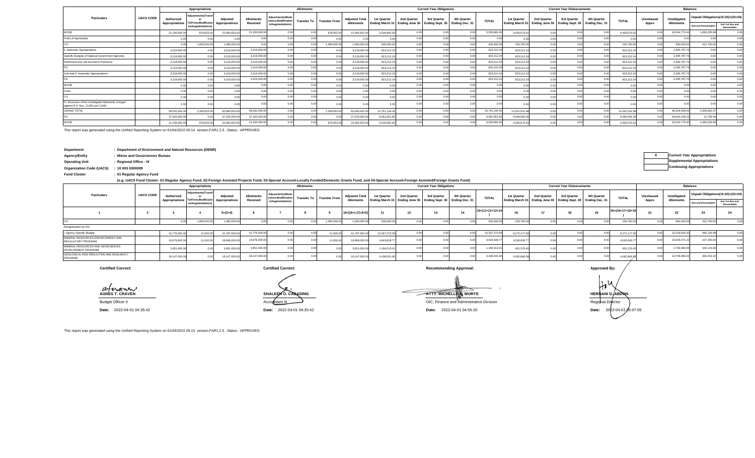| Particulars | UACS CODE | Appropriations | | | Allotments | | | | | Current Year Obligations | | | | | Current Year Disbursements | | | | | Balances | | | |
|---|---|---|---|---|---|---|---|---|---|---|---|---|---|---|---|---|---|---|---|---|---|---|---|
| | | Authorized Appropriations | Adjustments(Transfer To/From,Modifications/Augmentations) | Adjusted Appropriations | Allotments Received | Adjustments(Reductions,Modifications/Augmentations) | Transfer To | Transfer From | Adjusted Total Allotments | 1st Quarter Ending March 31 | 2nd Quarter Ending June 30 | 3rd Quarter Ending Sept. 30 | 4th Quarter Ending Dec. 31 | TOTAL | 1st Quarter Ending March 31 | 2nd Quarter Ending June 30 | 3rd Quarter Ending Sept. 30 | 4th Quarter Ending Dec. 31 | TOTAL | Unreleased Appro | Unobligated Allotments | Unpaid Obligations(15-20)=(23+24) Due and Demandable | Not Yet Due and Demandable |
| MOOE | | 21,206,000.00 | 878,653.00 | 22,084,653.00 | 21,206,000.00 | 0.00 | 0.00 | 878,653.00 | 22,084,653.00 | 5,539,882.60 | 0.00 | 0.00 | 0.00 | 5,539,882.60 | 4,456,676.62 | 0.00 | 0.00 | 0.00 | 4,456,676.62 | 0.00 | 16,544,770.40 | 1,083,205.98 | 0.00 |
| FinEx (if Applicable) | | 0.00 | 0.00 | 0.00 | 0.00 | 0.00 | 0.00 | 0.00 | 0.00 | 0.00 | 0.00 | 0.00 | 0.00 | 0.00 | 0.00 | 0.00 | 0.00 | 0.00 | 0.00 | 0.00 | 0.00 | 0.00 | 0.00 |
| CO | | 0.00 | 1,480,000.00 | 1,480,000.00 | 0.00 | 0.00 | 0.00 | 1,480,000.00 | 1,480,000.00 | 639,460.00 | 0.00 | 0.00 | 0.00 | 639,460.00 | 226,760.00 | 0.00 | 0.00 | 0.00 | 226,760.00 | 0.00 | 840,540.00 | 412,700.00 | 0.00 |
| II. Automatic Appropriations | | 3,219,000.00 | 0.00 | 3,219,000.00 | 3,219,000.00 | 0.00 | 0.00 | 0.00 | 3,219,000.00 | 823,212.24 | 0.00 | 0.00 | 0.00 | 823,212.24 | 823,212.24 | 0.00 | 0.00 | 0.00 | 823,212.24 | 0.00 | 2,395,787.76 | 0.00 | 0.00 |
| Specific Budgets of National Government Agencies | | 3,219,000.00 | 0.00 | 3,219,000.00 | 3,219,000.00 | 0.00 | 0.00 | 0.00 | 3,219,000.00 | 823,212.24 | 0.00 | 0.00 | 0.00 | 823,212.24 | 823,212.24 | 0.00 | 0.00 | 0.00 | 823,212.24 | 0.00 | 2,395,787.76 | 0.00 | 0.00 |
| Retirement and Life Insurance Premiums | | 3,219,000.00 | 0.00 | 3,219,000.00 | 3,219,000.00 | 0.00 | 0.00 | 0.00 | 3,219,000.00 | 823,212.24 | 0.00 | 0.00 | 0.00 | 823,212.24 | 823,212.24 | 0.00 | 0.00 | 0.00 | 823,212.24 | 0.00 | 2,395,787.76 | 0.00 | 0.00 |
| PS | | 3,219,000.00 | 0.00 | 3,219,000.00 | 3,219,000.00 | 0.00 | 0.00 | 0.00 | 3,219,000.00 | 823,212.24 | 0.00 | 0.00 | 0.00 | 823,212.24 | 823,212.24 | 0.00 | 0.00 | 0.00 | 823,212.24 | 0.00 | 2,395,787.76 | 0.00 | 0.00 |
| Sub-total II. Automatic Appropriations | | 3,219,000.00 | 0.00 | 3,219,000.00 | 3,219,000.00 | 0.00 | 0.00 | 0.00 | 3,219,000.00 | 823,212.24 | 0.00 | 0.00 | 0.00 | 823,212.24 | 823,212.24 | 0.00 | 0.00 | 0.00 | 823,212.24 | 0.00 | 2,395,787.76 | 0.00 | 0.00 |
| PS | | 3,219,000.00 | 0.00 | 3,219,000.00 | 3,219,000.00 | 0.00 | 0.00 | 0.00 | 3,219,000.00 | 823,212.24 | 0.00 | 0.00 | 0.00 | 823,212.24 | 823,212.24 | 0.00 | 0.00 | 0.00 | 823,212.24 | 0.00 | 2,395,787.76 | 0.00 | 0.00 |
| MOOE | | 0.00 | 0.00 | 0.00 | 0.00 | 0.00 | 0.00 | 0.00 | 0.00 | 0.00 | 0.00 | 0.00 | 0.00 | 0.00 | 0.00 | 0.00 | 0.00 | 0.00 | 0.00 | 0.00 | 0.00 | 0.00 | 0.00 |
| FinEx | | 0.00 | 0.00 | 0.00 | 0.00 | 0.00 | 0.00 | 0.00 | 0.00 | 0.00 | 0.00 | 0.00 | 0.00 | 0.00 | 0.00 | 0.00 | 0.00 | 0.00 | 0.00 | 0.00 | 0.00 | 0.00 | 0.00 |
| CO | | 0.00 | 0.00 | 0.00 | 0.00 | 0.00 | 0.00 | 0.00 | 0.00 | 0.00 | 0.00 | 0.00 | 0.00 | 0.00 | 0.00 | 0.00 | 0.00 | 0.00 | 0.00 | 0.00 | 0.00 | 0.00 | 0.00 |
| IV. Reversion of the Unobligated Allotments charged against R.A. Nos. 11465 and 11494 | | 0.00 | 0.00 | 0.00 | 0.00 | 0.00 | 0.00 | 0.00 | 0.00 | 0.00 | 0.00 | 0.00 | 0.00 | 0.00 | 0.00 | 0.00 | 0.00 | 0.00 | 0.00 | 0.00 | 0.00 | 0.00 | 0.00 |
| GRAND TOTAL | | 58,632,000.00 | 2,358,653.00 | 60,990,653.00 | 58,632,000.00 | 0.00 | 0.00 | 2,358,653.00 | 60,990,653.00 | 14,761,194.45 | 0.00 | 0.00 | 0.00 | 14,761,194.45 | 13,252,531.98 | 0.00 | 0.00 | 0.00 | 13,252,531.98 | 0.00 | 46,229,458.55 | 1,508,662.47 | 0.00 |
| PS | | 37,426,000.00 | 0.00 | 37,426,000.00 | 37,426,000.00 | 0.00 | 0.00 | 0.00 | 37,426,000.00 | 8,581,851.85 | 0.00 | 0.00 | 0.00 | 8,581,851.85 | 8,569,095.36 | 0.00 | 0.00 | 0.00 | 8,569,095.36 | 0.00 | 28,844,148.15 | 12,756.49 | 0.00 |
| MOOE | | 21,206,000.00 | 878,653.00 | 22,084,653.00 | 21,206,000.00 | 0.00 | 0.00 | 878,653.00 | 22,084,653.00 | 5,539,882.60 | 0.00 | 0.00 | 0.00 | 5,539,882.60 | 4,456,676.62 | 0.00 | 0.00 | 0.00 | 4,456,676.62 | 0.00 | 16,544,770.40 | 1,083,205.98 | 0.00 |

This report was generated using the Unified Reporting System on 01/04/2022 05:14 version.FAR1.2.5 ; Status : APPROVED

**Department** : Department of Environment and Natural Resources (DENR)

**Agency/Entity** : Mines and Geosciences Bureau

**Operating Unit** : Regional Office - IX

**Organization Code (UACS)** : 10 003 0300009

**Fund Cluster** : 01 Regular Agency Fund

(e.g. UACS Fund Cluster: 01-Regular Agency Fund, 02-Foreign Assisted Projects Fund, 03-Special Account-Locally Funded/Domestic Grants Fund, and 04-Special Account-Foreign Assisted/Foreign Grants Fund)

| | |
|---|---|
| X | Current Year Appropriations |
| | Supplemental Appropriations |
| | Continuing Appropriations |

| Particulars | UACS CODE | Appropriations | | | Allotments | | | | | Current Year Obligations | | | | | Current Year Disbursements | | | | | Balances | | | |
|---|---|---|---|---|---|---|---|---|---|---|---|---|---|---|---|---|---|---|---|---|---|---|---|
| | | Authorized Appropriations | Adjustments(Transfer To/From,Modifications/Augmentations) | Adjusted Appropriations | Allotments Received | Adjustments(Reductions,Modifications/Augmentations) | Transfer To | Transfer From | Adjusted Total Allotments | 1st Quarter Ending March 31 | 2nd Quarter Ending June 30 | 3rd Quarter Ending Sept. 30 | 4th Quarter Ending Dec. 31 | TOTAL | 1st Quarter Ending March 31 | 2nd Quarter Ending June 30 | 3rd Quarter Ending Sept. 30 | 4th Quarter Ending Dec. 31 | TOTAL | Unreleased Appro | Unobligated Allotments | Unpaid Obligations(15-20)=(23+24) Due and Demandable | Not Yet Due and Demandable |
| 1 | 2 | 3 | 4 | 5=(3+4) | 6 | 7 | 8 | 9 | 10=[{6+(-)7}-8+9] | 11 | 12 | 13 | 14 | 15=(11+12+13+14) | 16 | 17 | 18 | 19 | 20=(16+17+18+19) | 21 | 22 | 23 | 24 |
| CO | | 0.00 | 1,480,000.00 | 1,480,000.00 | 0.00 | 0.00 | 0.00 | 1,480,000.00 | 1,480,000.00 | 639,460.00 | 0.00 | 0.00 | 0.00 | 639,460.00 | 226,760.00 | 0.00 | 0.00 | 0.00 | 226,760.00 | 0.00 | 840,540.00 | 412,700.00 | 0.00 |
| Recapitulation by OO: | | | | | | | | | | | | | | | | | | | | | | | |
| I. Agency Specific Budget | | 41,776,000.00 | 11,000.00 | 41,787,000.00 | 41,776,000.00 | 0.00 | 0.00 | 11,000.00 | 41,787,000.00 | 10,267,373.58 | 0.00 | 0.00 | 0.00 | 10,267,373.58 | 9,272,177.60 | 0.00 | 0.00 | 0.00 | 9,272,177.60 | 0.00 | 31,519,626.42 | 995,195.98 | 0.00 |
| MINERAL RESOURCES ENFORCEMENT AND REGULATORY PROGRAM | | 19,678,000.00 | 11,000.00 | 19,689,000.00 | 19,678,000.00 | 0.00 | 0.00 | 11,000.00 | 19,689,000.00 | 4,643,928.77 | 0.00 | 0.00 | 0.00 | 4,643,928.77 | 4,536,928.77 | 0.00 | 0.00 | 0.00 | 4,536,928.77 | 0.00 | 15,045,071.23 | 107,000.00 | 0.00 |
| MINERAL RESOURCES AND GEOSCIENCES DEVELOPMENT PROGRAM | | 3,951,000.00 | 0.00 | 3,951,000.00 | 3,951,000.00 | 0.00 | 0.00 | 0.00 | 3,951,000.00 | 1,184,513.01 | 0.00 | 0.00 | 0.00 | 1,184,513.01 | 652,379.45 | 0.00 | 0.00 | 0.00 | 652,379.45 | 0.00 | 2,766,486.99 | 532,133.56 | 0.00 |
| GEOLOGICAL RISK REDUCTION AND RESILIENCY PROGRAM | | 18,147,000.00 | 0.00 | 18,147,000.00 | 18,147,000.00 | 0.00 | 0.00 | 0.00 | 18,147,000.00 | 4,438,931.80 | 0.00 | 0.00 | 0.00 | 4,438,931.80 | 4,082,869.38 | 0.00 | 0.00 | 0.00 | 4,082,869.38 | 0.00 | 13,708,068.20 | 356,062.42 | 0.00 |

**Certified Correct:**

AGNES T. CRAVEN
Budget Officer II
Date: 2022-04-01 04:35:42

**Certified Correct:**

SHALEEN O. CABADING
Accountant III
Date: 2022-04-01 04:35:42

**Recommending Approval:**

ATTY. MICHELLE G. MORTE
OIC, Finance and Administrative Division
Date: 2022-04-01 04:55:20

**Approved By:**

HERNANI G. ABDON
Regional Director
Date: 2022-04-01 05:07:05

This report was generated using the Unified Reporting System on 01/04/2022 05:15 version.FAR1.2.5 ; Status : APPROVED